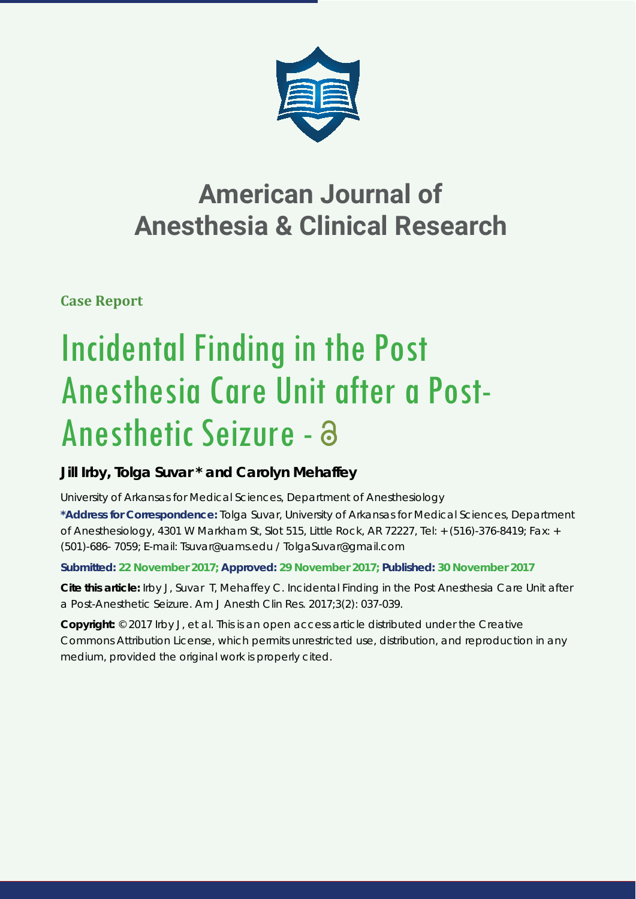# American Journal of Anesthesia & Clinical Research

**Case Report**

# Incidental Finding in the Post Anesthesia Care Unit after a Post-Anesthetic Seizure -

**Jill Irby, Tolga Suvar * and Carolyn Mehaffey**

University of Arkansas for Medical Sciences, Department of Anesthesiology

**\*Address for Correspondence:** Tolga Suvar, University of Arkansas for Medical Sciences, Department of Anesthesiology, 4301 W Markham St, Slot 515, Little Rock, AR 72227, Tel: +(516)-376-8419; Fax: +(501)-686- 7059; E-mail: Tsuvar@uams.edu / TolgaSuvar@gmail.com

**Submitted: 22 November 2017; Approved: 29 November 2017; Published: 30 November 2017**

**Cite this article:** Irby J, Suvar T, Mehaffey C. Incidental Finding in the Post Anesthesia Care Unit after a Post-Anesthetic Seizure. Am J Anesth Clin Res. 2017;3(2): 037-039.

**Copyright:** © 2017 Irby J, et al. This is an open access article distributed under the Creative Commons Attribution License, which permits unrestricted use, distribution, and reproduction in any medium, provided the original work is properly cited.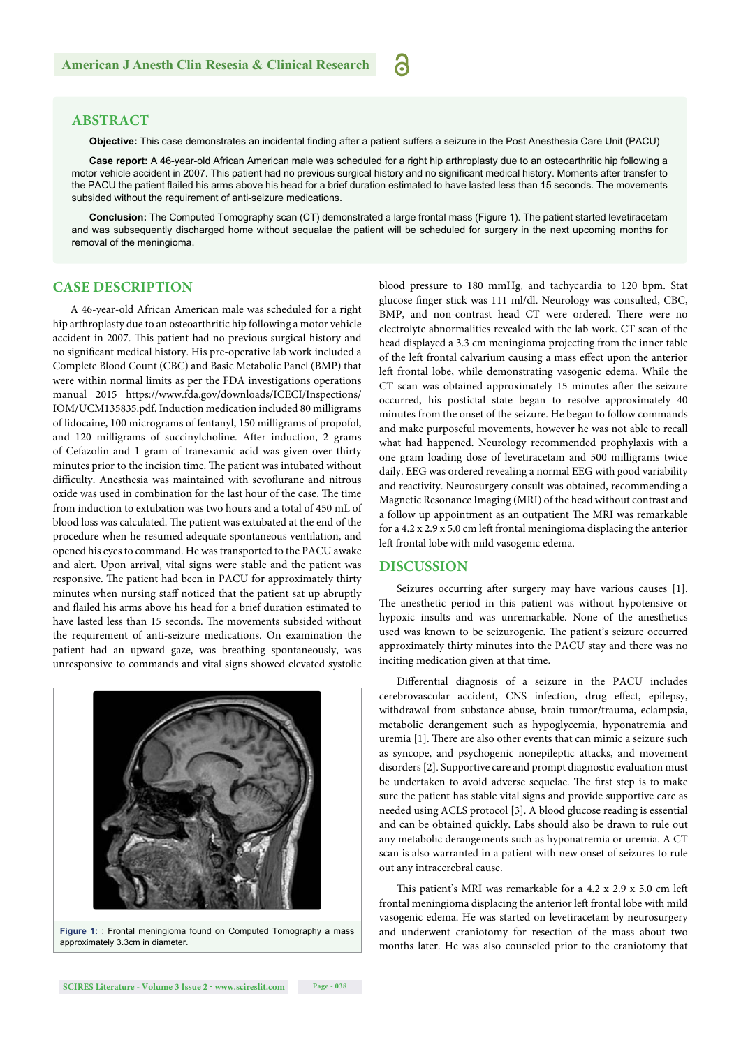## ABSTRACT

**Objective:** This case demonstrates an incidental finding after a patient suffers a seizure in the Post Anesthesia Care Unit (PACU)

**Case report:** A 46-year-old African American male was scheduled for a right hip arthroplasty due to an osteoarthritic hip following a motor vehicle accident in 2007. This patient had no previous surgical history and no significant medical history. Moments after transfer to the PACU the patient flailed his arms above his head for a brief duration estimated to have lasted less than 15 seconds. The movements subsided without the requirement of anti-seizure medications.

**Conclusion:** The Computed Tomography scan (CT) demonstrated a large frontal mass (Figure 1). The patient started levetiracetam and was subsequently discharged home without sequalae the patient will be scheduled for surgery in the next upcoming months for removal of the meningioma.

## CASE DESCRIPTION

A 46-year-old African American male was scheduled for a right hip arthroplasty due to an osteoarthritic hip following a motor vehicle accident in 2007. This patient had no previous surgical history and no significant medical history. His pre-operative lab work included a Complete Blood Count (CBC) and Basic Metabolic Panel (BMP) that were within normal limits as per the FDA investigations operations manual 2015 https://www.fda.gov/downloads/ICECI/Inspections/IOM/UCM135835.pdf. Induction medication included 80 milligrams of lidocaine, 100 micrograms of fentanyl, 150 milligrams of propofol, and 120 milligrams of succinylcholine. After induction, 2 grams of Cefazolin and 1 gram of tranexamic acid was given over thirty minutes prior to the incision time. The patient was intubated without difficulty. Anesthesia was maintained with sevoflurane and nitrous oxide was used in combination for the last hour of the case. The time from induction to extubation was two hours and a total of 450 mL of blood loss was calculated. The patient was extubated at the end of the procedure when he resumed adequate spontaneous ventilation, and opened his eyes to command. He was transported to the PACU awake and alert. Upon arrival, vital signs were stable and the patient was responsive. The patient had been in PACU for approximately thirty minutes when nursing staff noticed that the patient sat up abruptly and flailed his arms above his head for a brief duration estimated to have lasted less than 15 seconds. The movements subsided without the requirement of anti-seizure medications. On examination the patient had an upward gaze, was breathing spontaneously, was unresponsive to commands and vital signs showed elevated systolic blood pressure to 180 mmHg, and tachycardia to 120 bpm. Stat glucose finger stick was 111 ml/dl. Neurology was consulted, CBC, BMP, and non-contrast head CT were ordered. There were no electrolyte abnormalities revealed with the lab work. CT scan of the head displayed a 3.3 cm meningioma projecting from the inner table of the left frontal calvarium causing a mass effect upon the anterior left frontal lobe, while demonstrating vasogenic edema. While the CT scan was obtained approximately 15 minutes after the seizure occurred, his postictal state began to resolve approximately 40 minutes from the onset of the seizure. He began to follow commands and make purposeful movements, however he was not able to recall what had happened. Neurology recommended prophylaxis with a one gram loading dose of levetiracetam and 500 milligrams twice daily. EEG was ordered revealing a normal EEG with good variability and reactivity. Neurosurgery consult was obtained, recommending a Magnetic Resonance Imaging (MRI) of the head without contrast and a follow up appointment as an outpatient The MRI was remarkable for a 4.2 x 2.9 x 5.0 cm left frontal meningioma displacing the anterior left frontal lobe with mild vasogenic edema.

**Figure 1:** : Frontal meningioma found on Computed Tomography a mass approximately 3.3cm in diameter.

## DISCUSSION

Seizures occurring after surgery may have various causes [1]. The anesthetic period in this patient was without hypotensive or hypoxic insults and was unremarkable. None of the anesthetics used was known to be seizurogenic. The patient's seizure occurred approximately thirty minutes into the PACU stay and there was no inciting medication given at that time.

Differential diagnosis of a seizure in the PACU includes cerebrovascular accident, CNS infection, drug effect, epilepsy, withdrawal from substance abuse, brain tumor/trauma, eclampsia, metabolic derangement such as hypoglycemia, hyponatremia and uremia [1]. There are also other events that can mimic a seizure such as syncope, and psychogenic nonepileptic attacks, and movement disorders [2]. Supportive care and prompt diagnostic evaluation must be undertaken to avoid adverse sequelae. The first step is to make sure the patient has stable vital signs and provide supportive care as needed using ACLS protocol [3]. A blood glucose reading is essential and can be obtained quickly. Labs should also be drawn to rule out any metabolic derangements such as hyponatremia or uremia. A CT scan is also warranted in a patient with new onset of seizures to rule out any intracerebral cause.

This patient's MRI was remarkable for a 4.2 x 2.9 x 5.0 cm left frontal meningioma displacing the anterior left frontal lobe with mild vasogenic edema. He was started on levetiracetam by neurosurgery and underwent craniotomy for resection of the mass about two months later. He was also counseled prior to the craniotomy that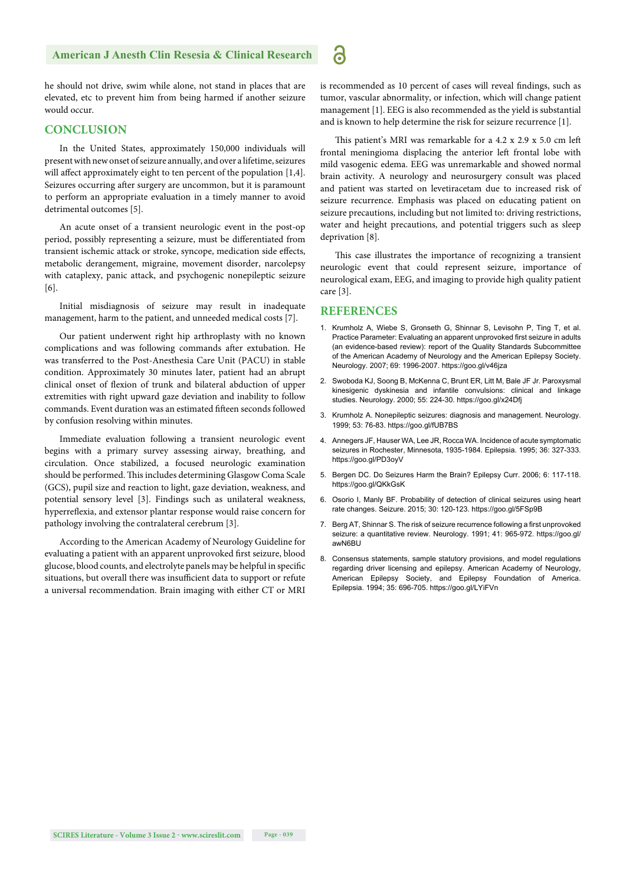he should not drive, swim while alone, not stand in places that are elevated, etc to prevent him from being harmed if another seizure would occur.

## CONCLUSION

In the United States, approximately 150,000 individuals will present with new onset of seizure annually, and over a lifetime, seizures will affect approximately eight to ten percent of the population [1,4]. Seizures occurring after surgery are uncommon, but it is paramount to perform an appropriate evaluation in a timely manner to avoid detrimental outcomes [5].

An acute onset of a transient neurologic event in the post-op period, possibly representing a seizure, must be differentiated from transient ischemic attack or stroke, syncope, medication side effects, metabolic derangement, migraine, movement disorder, narcolepsy with cataplexy, panic attack, and psychogenic nonepileptic seizure [6].

Initial misdiagnosis of seizure may result in inadequate management, harm to the patient, and unneeded medical costs [7].

Our patient underwent right hip arthroplasty with no known complications and was following commands after extubation. He was transferred to the Post-Anesthesia Care Unit (PACU) in stable condition. Approximately 30 minutes later, patient had an abrupt clinical onset of flexion of trunk and bilateral abduction of upper extremities with right upward gaze deviation and inability to follow commands. Event duration was an estimated fifteen seconds followed by confusion resolving within minutes.

Immediate evaluation following a transient neurologic event begins with a primary survey assessing airway, breathing, and circulation. Once stabilized, a focused neurologic examination should be performed. This includes determining Glasgow Coma Scale (GCS), pupil size and reaction to light, gaze deviation, weakness, and potential sensory level [3]. Findings such as unilateral weakness, hyperreflexia, and extensor plantar response would raise concern for pathology involving the contralateral cerebrum [3].

According to the American Academy of Neurology Guideline for evaluating a patient with an apparent unprovoked first seizure, blood glucose, blood counts, and electrolyte panels may be helpful in specific situations, but overall there was insufficient data to support or refute a universal recommendation. Brain imaging with either CT or MRI is recommended as 10 percent of cases will reveal findings, such as tumor, vascular abnormality, or infection, which will change patient management [1]. EEG is also recommended as the yield is substantial and is known to help determine the risk for seizure recurrence [1].

This patient's MRI was remarkable for a 4.2 x 2.9 x 5.0 cm left frontal meningioma displacing the anterior left frontal lobe with mild vasogenic edema. EEG was unremarkable and showed normal brain activity. A neurology and neurosurgery consult was placed and patient was started on levetiracetam due to increased risk of seizure recurrence. Emphasis was placed on educating patient on seizure precautions, including but not limited to: driving restrictions, water and height precautions, and potential triggers such as sleep deprivation [8].

This case illustrates the importance of recognizing a transient neurologic event that could represent seizure, importance of neurological exam, EEG, and imaging to provide high quality patient care [3].

## REFERENCES

1. Krumholz A, Wiebe S, Gronseth G, Shinnar S, Levisohn P, Ting T, et al. Practice Parameter: Evaluating an apparent unprovoked first seizure in adults (an evidence-based review): report of the Quality Standards Subcommittee of the American Academy of Neurology and the American Epilepsy Society. Neurology. 2007; 69: 1996-2007. https://goo.gl/v46jza
2. Swoboda KJ, Soong B, McKenna C, Brunt ER, Litt M, Bale JF Jr. Paroxysmal kinesigenic dyskinesia and infantile convulsions: clinical and linkage studies. Neurology. 2000; 55: 224-30. https://goo.gl/x24Dfj
3. Krumholz A. Nonepileptic seizures: diagnosis and management. Neurology. 1999; 53: 76-83. https://goo.gl/fUB7BS
4. Annegers JF, Hauser WA, Lee JR, Rocca WA. Incidence of acute symptomatic seizures in Rochester, Minnesota, 1935-1984. Epilepsia. 1995; 36: 327-333. https://goo.gl/PD3oyV
5. Bergen DC. Do Seizures Harm the Brain? Epilepsy Curr. 2006; 6: 117-118. https://goo.gl/QKkGsK
6. Osorio I, Manly BF. Probability of detection of clinical seizures using heart rate changes. Seizure. 2015; 30: 120-123. https://goo.gl/5FSp9B
7. Berg AT, Shinnar S. The risk of seizure recurrence following a first unprovoked seizure: a quantitative review. Neurology. 1991; 41: 965-972. https://goo.gl/awN6BU
8. Consensus statements, sample statutory provisions, and model regulations regarding driver licensing and epilepsy. American Academy of Neurology, American Epilepsy Society, and Epilepsy Foundation of America. Epilepsia. 1994; 35: 696-705. https://goo.gl/LYiFVn